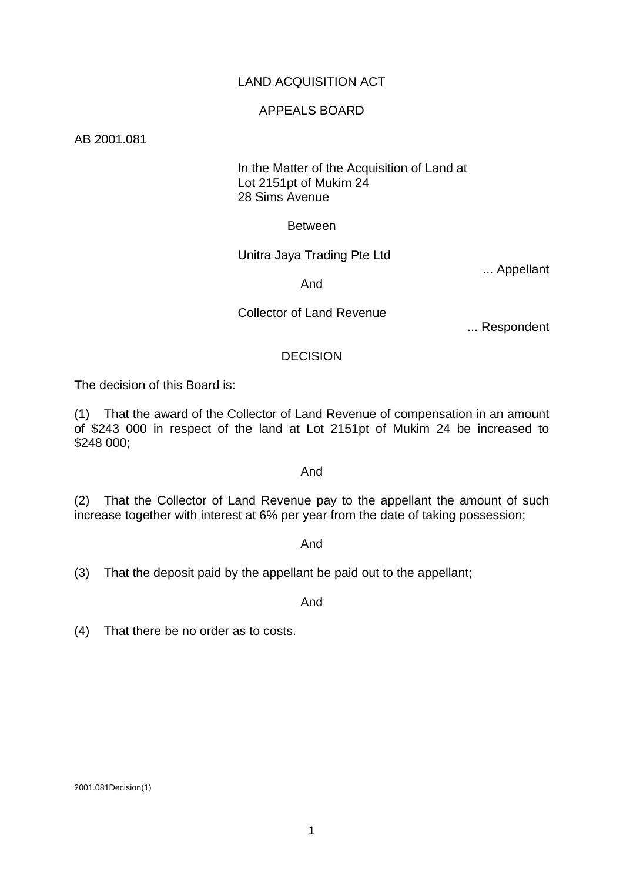LAND ACQUISITION ACT

APPEALS BOARD

AB 2001.081

In the Matter of the Acquisition of Land at
Lot 2151pt of Mukim 24
28 Sims Avenue

Between

Unitra Jaya Trading Pte Ltd

... Appellant

And

Collector of Land Revenue

... Respondent

DECISION

The decision of this Board is:

(1) That the award of the Collector of Land Revenue of compensation in an amount of $243 000 in respect of the land at Lot 2151pt of Mukim 24 be increased to $248 000;

And

(2) That the Collector of Land Revenue pay to the appellant the amount of such increase together with interest at 6% per year from the date of taking possession;

And

(3) That the deposit paid by the appellant be paid out to the appellant;

And

(4) That there be no order as to costs.

2001.081Decision(1)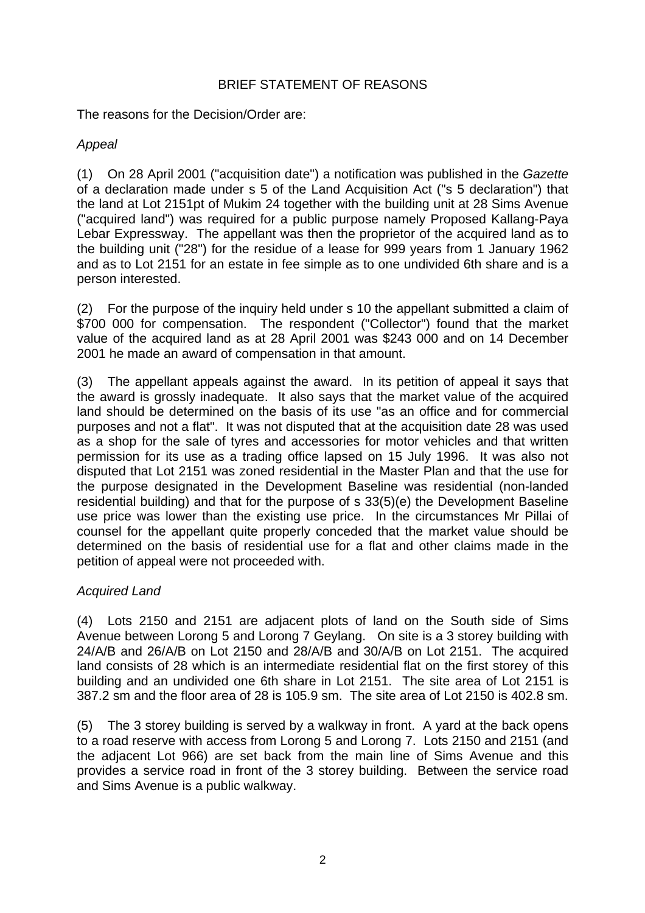## BRIEF STATEMENT OF REASONS

The reasons for the Decision/Order are:

*Appeal*

(1) On 28 April 2001 ("acquisition date") a notification was published in the *Gazette* of a declaration made under s 5 of the Land Acquisition Act ("s 5 declaration") that the land at Lot 2151pt of Mukim 24 together with the building unit at 28 Sims Avenue ("acquired land") was required for a public purpose namely Proposed Kallang-Paya Lebar Expressway. The appellant was then the proprietor of the acquired land as to the building unit ("28") for the residue of a lease for 999 years from 1 January 1962 and as to Lot 2151 for an estate in fee simple as to one undivided 6th share and is a person interested.

(2) For the purpose of the inquiry held under s 10 the appellant submitted a claim of \$700 000 for compensation. The respondent ("Collector") found that the market value of the acquired land as at 28 April 2001 was \$243 000 and on 14 December 2001 he made an award of compensation in that amount.

(3) The appellant appeals against the award. In its petition of appeal it says that the award is grossly inadequate. It also says that the market value of the acquired land should be determined on the basis of its use "as an office and for commercial purposes and not a flat". It was not disputed that at the acquisition date 28 was used as a shop for the sale of tyres and accessories for motor vehicles and that written permission for its use as a trading office lapsed on 15 July 1996. It was also not disputed that Lot 2151 was zoned residential in the Master Plan and that the use for the purpose designated in the Development Baseline was residential (non-landed residential building) and that for the purpose of s 33(5)(e) the Development Baseline use price was lower than the existing use price. In the circumstances Mr Pillai of counsel for the appellant quite properly conceded that the market value should be determined on the basis of residential use for a flat and other claims made in the petition of appeal were not proceeded with.

*Acquired Land*

(4) Lots 2150 and 2151 are adjacent plots of land on the South side of Sims Avenue between Lorong 5 and Lorong 7 Geylang. On site is a 3 storey building with 24/A/B and 26/A/B on Lot 2150 and 28/A/B and 30/A/B on Lot 2151. The acquired land consists of 28 which is an intermediate residential flat on the first storey of this building and an undivided one 6th share in Lot 2151. The site area of Lot 2151 is 387.2 sm and the floor area of 28 is 105.9 sm. The site area of Lot 2150 is 402.8 sm.

(5) The 3 storey building is served by a walkway in front. A yard at the back opens to a road reserve with access from Lorong 5 and Lorong 7. Lots 2150 and 2151 (and the adjacent Lot 966) are set back from the main line of Sims Avenue and this provides a service road in front of the 3 storey building. Between the service road and Sims Avenue is a public walkway.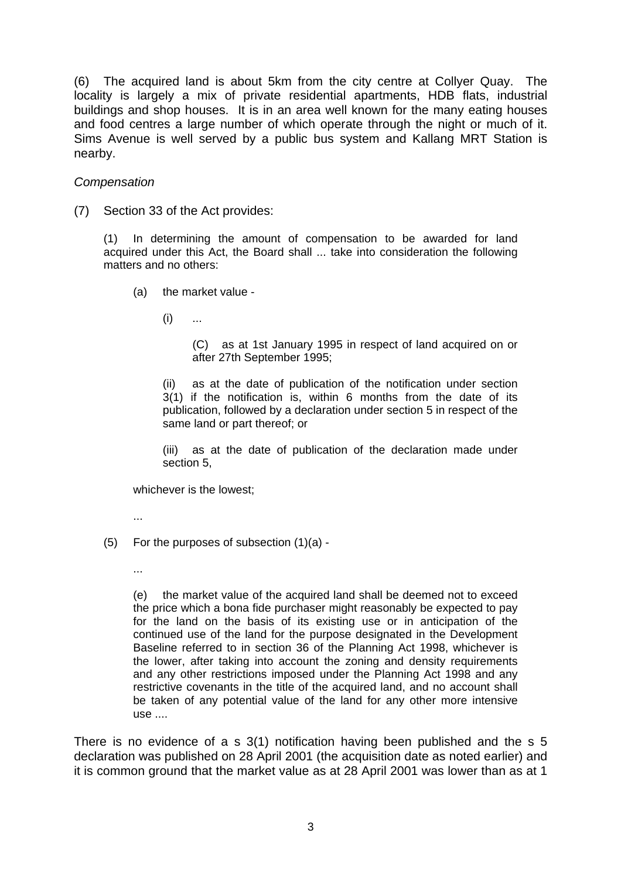(6) The acquired land is about 5km from the city centre at Collyer Quay. The locality is largely a mix of private residential apartments, HDB flats, industrial buildings and shop houses. It is in an area well known for the many eating houses and food centres a large number of which operate through the night or much of it. Sims Avenue is well served by a public bus system and Kallang MRT Station is nearby.

*Compensation*

(7) Section 33 of the Act provides:

> (1) In determining the amount of compensation to be awarded for land acquired under this Act, the Board shall ... take into consideration the following matters and no others:
>
> (a) the market value -
>
> (i) ...
>
> (C) as at 1st January 1995 in respect of land acquired on or after 27th September 1995;
>
> (ii) as at the date of publication of the notification under section 3(1) if the notification is, within 6 months from the date of its publication, followed by a declaration under section 5 in respect of the same land or part thereof; or
>
> (iii) as at the date of publication of the declaration made under section 5,
>
> whichever is the lowest;
>
> ...
>
> (5) For the purposes of subsection (1)(a) -
>
> ...
>
> (e) the market value of the acquired land shall be deemed not to exceed the price which a bona fide purchaser might reasonably be expected to pay for the land on the basis of its existing use or in anticipation of the continued use of the land for the purpose designated in the Development Baseline referred to in section 36 of the Planning Act 1998, whichever is the lower, after taking into account the zoning and density requirements and any other restrictions imposed under the Planning Act 1998 and any restrictive covenants in the title of the acquired land, and no account shall be taken of any potential value of the land for any other more intensive use ....

There is no evidence of a s 3(1) notification having been published and the s 5 declaration was published on 28 April 2001 (the acquisition date as noted earlier) and it is common ground that the market value as at 28 April 2001 was lower than as at 1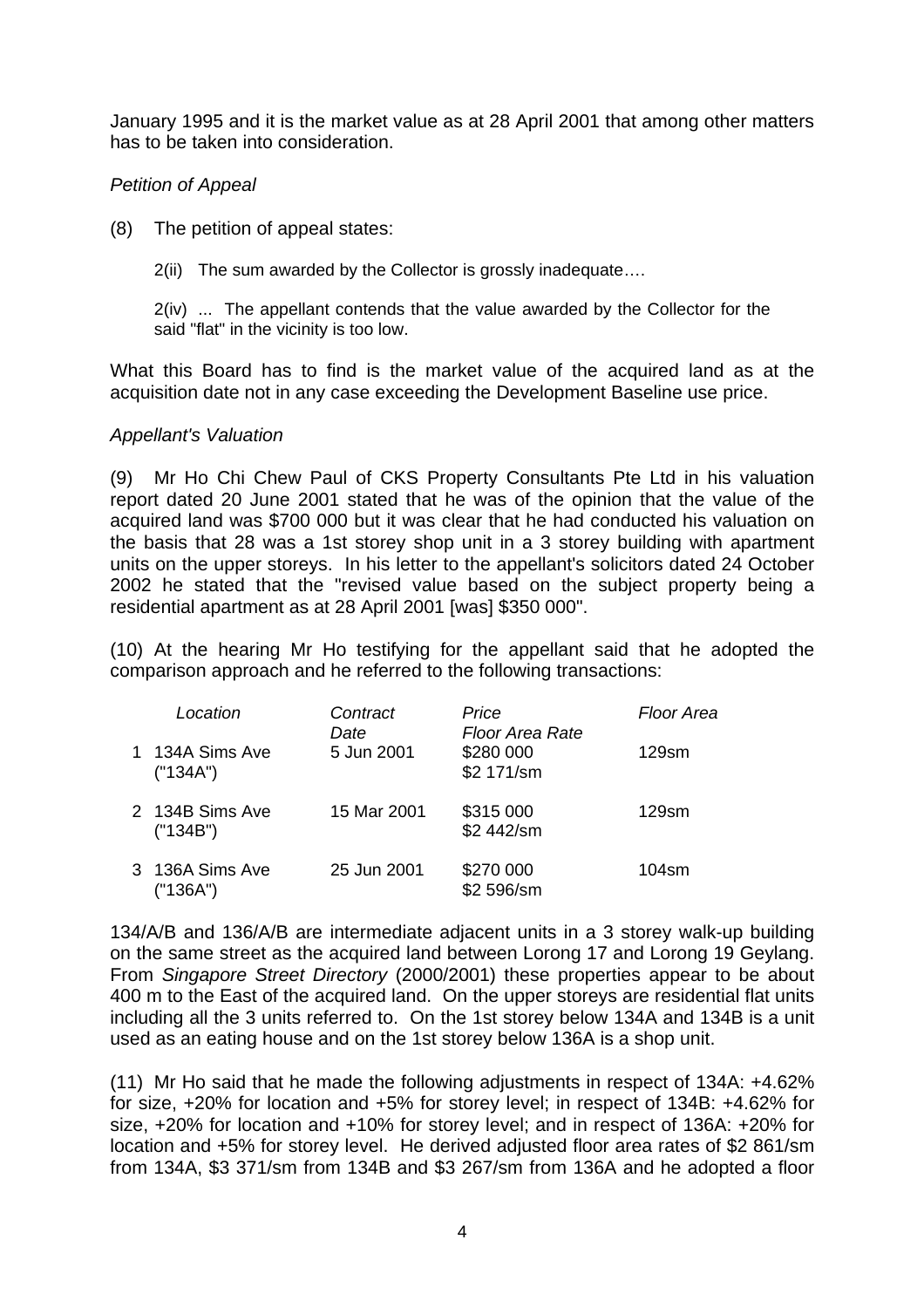January 1995 and it is the market value as at 28 April 2001 that among other matters has to be taken into consideration.

*Petition of Appeal*

(8) The petition of appeal states:

> 2(ii) The sum awarded by the Collector is grossly inadequate….
>
> 2(iv) ... The appellant contends that the value awarded by the Collector for the said "flat" in the vicinity is too low.

What this Board has to find is the market value of the acquired land as at the acquisition date not in any case exceeding the Development Baseline use price.

*Appellant's Valuation*

(9) Mr Ho Chi Chew Paul of CKS Property Consultants Pte Ltd in his valuation report dated 20 June 2001 stated that he was of the opinion that the value of the acquired land was $700 000 but it was clear that he had conducted his valuation on the basis that 28 was a 1st storey shop unit in a 3 storey building with apartment units on the upper storeys. In his letter to the appellant's solicitors dated 24 October 2002 he stated that the "revised value based on the subject property being a residential apartment as at 28 April 2001 [was] $350 000".

(10) At the hearing Mr Ho testifying for the appellant said that he adopted the comparison approach and he referred to the following transactions:

| | *Location* | *Contract Date* | *Price Floor Area Rate* | *Floor Area* |
|---|---|---|---|---|
| 1 | 134A Sims Ave ("134A") | 5 Jun 2001 | $280 000 $2 171/sm | 129sm |
| 2 | 134B Sims Ave ("134B") | 15 Mar 2001 | $315 000 $2 442/sm | 129sm |
| 3 | 136A Sims Ave ("136A") | 25 Jun 2001 | $270 000 $2 596/sm | 104sm |

134/A/B and 136/A/B are intermediate adjacent units in a 3 storey walk-up building on the same street as the acquired land between Lorong 17 and Lorong 19 Geylang. From *Singapore Street Directory* (2000/2001) these properties appear to be about 400 m to the East of the acquired land. On the upper storeys are residential flat units including all the 3 units referred to. On the 1st storey below 134A and 134B is a unit used as an eating house and on the 1st storey below 136A is a shop unit.

(11) Mr Ho said that he made the following adjustments in respect of 134A: +4.62% for size, +20% for location and +5% for storey level; in respect of 134B: +4.62% for size, +20% for location and +10% for storey level; and in respect of 136A: +20% for location and +5% for storey level. He derived adjusted floor area rates of $2 861/sm from 134A, $3 371/sm from 134B and $3 267/sm from 136A and he adopted a floor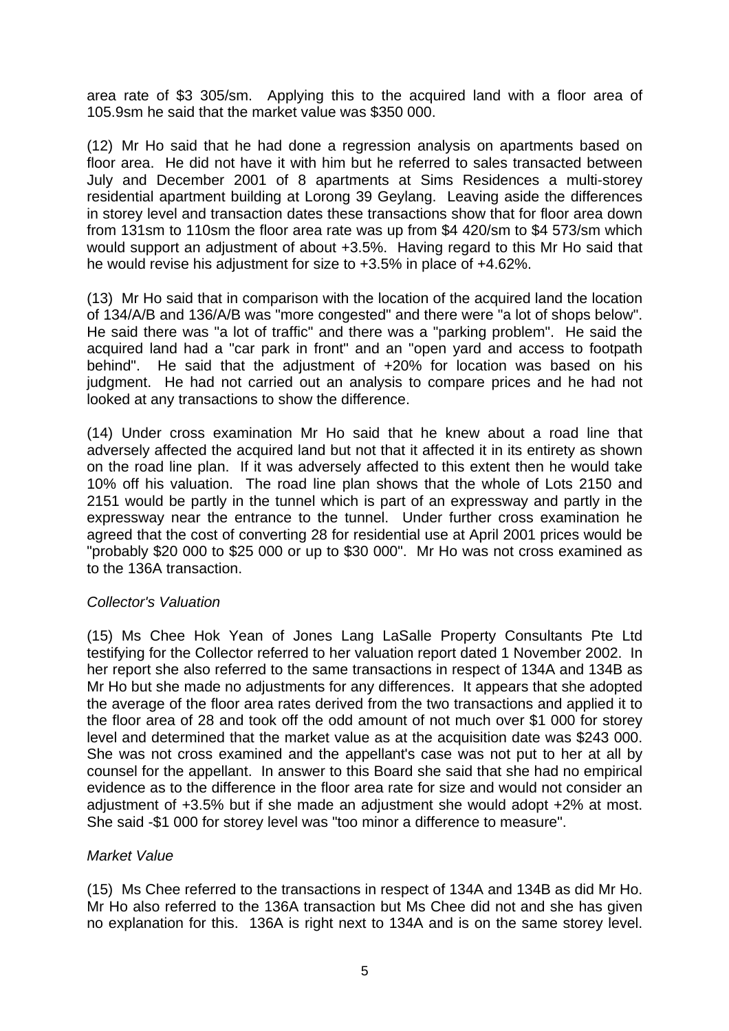area rate of $3 305/sm. Applying this to the acquired land with a floor area of 105.9sm he said that the market value was $350 000.

(12) Mr Ho said that he had done a regression analysis on apartments based on floor area. He did not have it with him but he referred to sales transacted between July and December 2001 of 8 apartments at Sims Residences a multi-storey residential apartment building at Lorong 39 Geylang. Leaving aside the differences in storey level and transaction dates these transactions show that for floor area down from 131sm to 110sm the floor area rate was up from $4 420/sm to $4 573/sm which would support an adjustment of about +3.5%. Having regard to this Mr Ho said that he would revise his adjustment for size to +3.5% in place of +4.62%.

(13) Mr Ho said that in comparison with the location of the acquired land the location of 134/A/B and 136/A/B was "more congested" and there were "a lot of shops below". He said there was "a lot of traffic" and there was a "parking problem". He said the acquired land had a "car park in front" and an "open yard and access to footpath behind". He said that the adjustment of +20% for location was based on his judgment. He had not carried out an analysis to compare prices and he had not looked at any transactions to show the difference.

(14) Under cross examination Mr Ho said that he knew about a road line that adversely affected the acquired land but not that it affected it in its entirety as shown on the road line plan. If it was adversely affected to this extent then he would take 10% off his valuation. The road line plan shows that the whole of Lots 2150 and 2151 would be partly in the tunnel which is part of an expressway and partly in the expressway near the entrance to the tunnel. Under further cross examination he agreed that the cost of converting 28 for residential use at April 2001 prices would be "probably $20 000 to $25 000 or up to $30 000". Mr Ho was not cross examined as to the 136A transaction.

*Collector's Valuation*

(15) Ms Chee Hok Yean of Jones Lang LaSalle Property Consultants Pte Ltd testifying for the Collector referred to her valuation report dated 1 November 2002. In her report she also referred to the same transactions in respect of 134A and 134B as Mr Ho but she made no adjustments for any differences. It appears that she adopted the average of the floor area rates derived from the two transactions and applied it to the floor area of 28 and took off the odd amount of not much over $1 000 for storey level and determined that the market value as at the acquisition date was $243 000. She was not cross examined and the appellant's case was not put to her at all by counsel for the appellant. In answer to this Board she said that she had no empirical evidence as to the difference in the floor area rate for size and would not consider an adjustment of +3.5% but if she made an adjustment she would adopt +2% at most. She said -$1 000 for storey level was "too minor a difference to measure".

*Market Value*

(15) Ms Chee referred to the transactions in respect of 134A and 134B as did Mr Ho. Mr Ho also referred to the 136A transaction but Ms Chee did not and she has given no explanation for this. 136A is right next to 134A and is on the same storey level.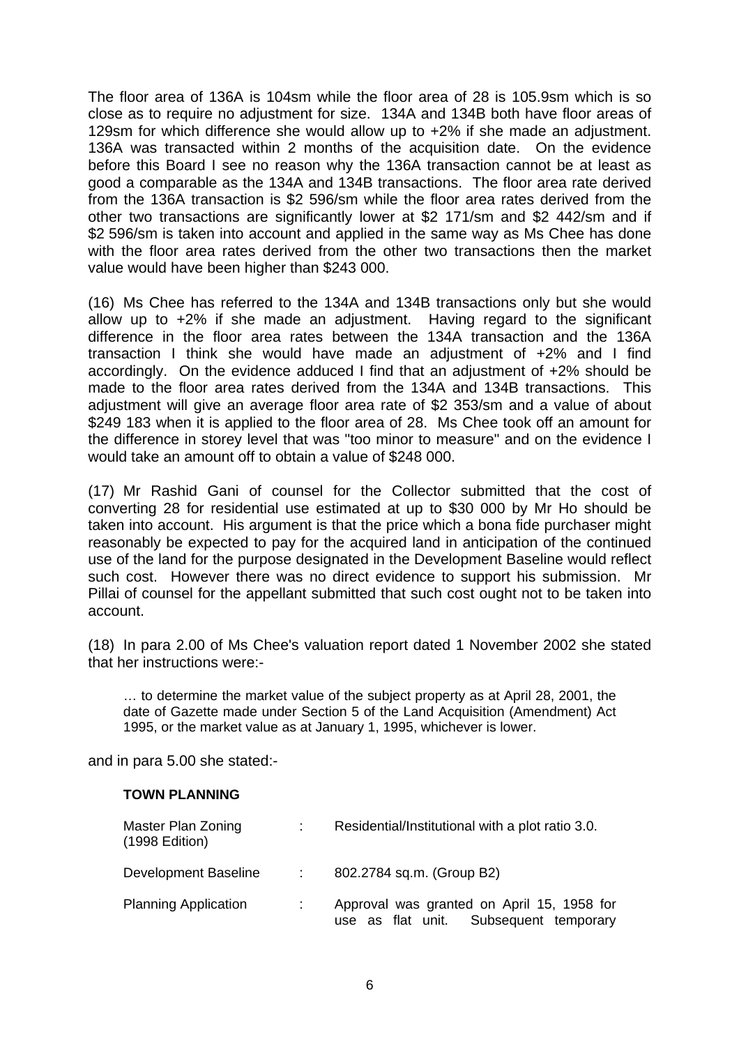The floor area of 136A is 104sm while the floor area of 28 is 105.9sm which is so close as to require no adjustment for size. 134A and 134B both have floor areas of 129sm for which difference she would allow up to +2% if she made an adjustment. 136A was transacted within 2 months of the acquisition date. On the evidence before this Board I see no reason why the 136A transaction cannot be at least as good a comparable as the 134A and 134B transactions. The floor area rate derived from the 136A transaction is $2 596/sm while the floor area rates derived from the other two transactions are significantly lower at $2 171/sm and $2 442/sm and if $2 596/sm is taken into account and applied in the same way as Ms Chee has done with the floor area rates derived from the other two transactions then the market value would have been higher than $243 000.

(16) Ms Chee has referred to the 134A and 134B transactions only but she would allow up to +2% if she made an adjustment. Having regard to the significant difference in the floor area rates between the 134A transaction and the 136A transaction I think she would have made an adjustment of +2% and I find accordingly. On the evidence adduced I find that an adjustment of +2% should be made to the floor area rates derived from the 134A and 134B transactions. This adjustment will give an average floor area rate of $2 353/sm and a value of about $249 183 when it is applied to the floor area of 28. Ms Chee took off an amount for the difference in storey level that was "too minor to measure" and on the evidence I would take an amount off to obtain a value of $248 000.

(17) Mr Rashid Gani of counsel for the Collector submitted that the cost of converting 28 for residential use estimated at up to $30 000 by Mr Ho should be taken into account. His argument is that the price which a bona fide purchaser might reasonably be expected to pay for the acquired land in anticipation of the continued use of the land for the purpose designated in the Development Baseline would reflect such cost. However there was no direct evidence to support his submission. Mr Pillai of counsel for the appellant submitted that such cost ought not to be taken into account.

(18) In para 2.00 of Ms Chee's valuation report dated 1 November 2002 she stated that her instructions were:-

> … to determine the market value of the subject property as at April 28, 2001, the date of Gazette made under Section 5 of the Land Acquisition (Amendment) Act 1995, or the market value as at January 1, 1995, whichever is lower.

and in para 5.00 she stated:-

**TOWN PLANNING**

| | | |
|---|---|---|
| Master Plan Zoning (1998 Edition) | : | Residential/Institutional with a plot ratio 3.0. |
| Development Baseline | : | 802.2784 sq.m. (Group B2) |
| Planning Application | : | Approval was granted on April 15, 1958 for use as flat unit. Subsequent temporary |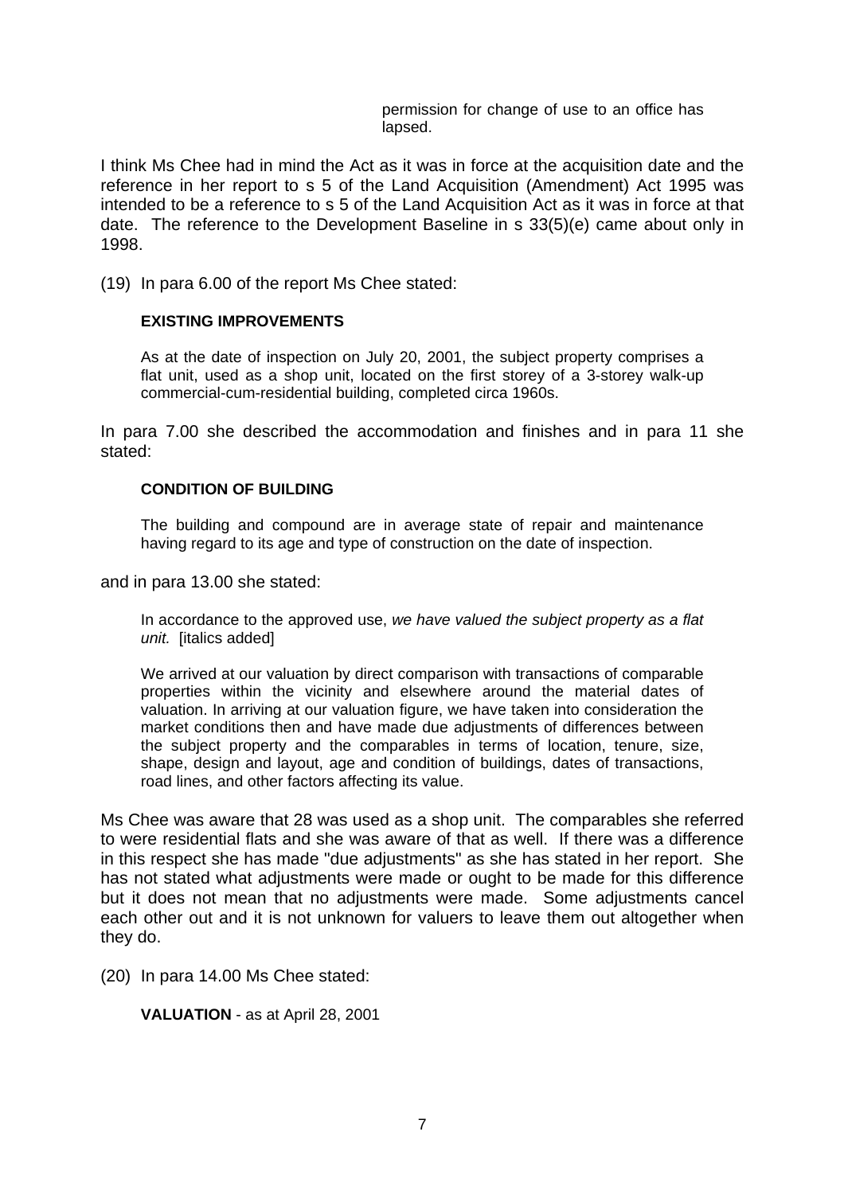> permission for change of use to an office has lapsed.

I think Ms Chee had in mind the Act as it was in force at the acquisition date and the reference in her report to s 5 of the Land Acquisition (Amendment) Act 1995 was intended to be a reference to s 5 of the Land Acquisition Act as it was in force at that date. The reference to the Development Baseline in s 33(5)(e) came about only in 1998.

(19) In para 6.00 of the report Ms Chee stated:

> **EXISTING IMPROVEMENTS**
>
> As at the date of inspection on July 20, 2001, the subject property comprises a flat unit, used as a shop unit, located on the first storey of a 3-storey walk-up commercial-cum-residential building, completed circa 1960s.

In para 7.00 she described the accommodation and finishes and in para 11 she stated:

> **CONDITION OF BUILDING**
>
> The building and compound are in average state of repair and maintenance having regard to its age and type of construction on the date of inspection.

and in para 13.00 she stated:

> In accordance to the approved use, *we have valued the subject property as a flat unit.* [italics added]
>
> We arrived at our valuation by direct comparison with transactions of comparable properties within the vicinity and elsewhere around the material dates of valuation. In arriving at our valuation figure, we have taken into consideration the market conditions then and have made due adjustments of differences between the subject property and the comparables in terms of location, tenure, size, shape, design and layout, age and condition of buildings, dates of transactions, road lines, and other factors affecting its value.

Ms Chee was aware that 28 was used as a shop unit. The comparables she referred to were residential flats and she was aware of that as well. If there was a difference in this respect she has made "due adjustments" as she has stated in her report. She has not stated what adjustments were made or ought to be made for this difference but it does not mean that no adjustments were made. Some adjustments cancel each other out and it is not unknown for valuers to leave them out altogether when they do.

(20) In para 14.00 Ms Chee stated:

> **VALUATION** - as at April 28, 2001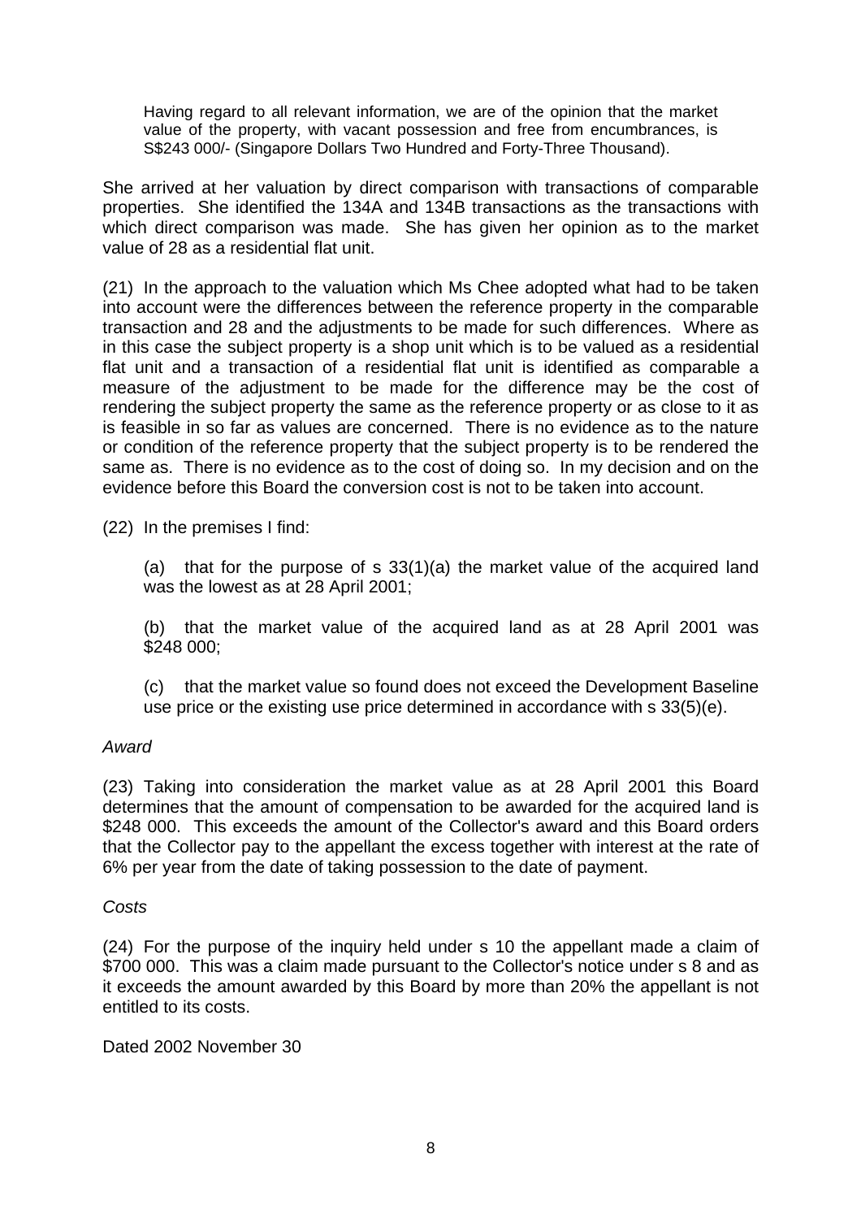> Having regard to all relevant information, we are of the opinion that the market value of the property, with vacant possession and free from encumbrances, is S$243 000/- (Singapore Dollars Two Hundred and Forty-Three Thousand).

She arrived at her valuation by direct comparison with transactions of comparable properties. She identified the 134A and 134B transactions as the transactions with which direct comparison was made. She has given her opinion as to the market value of 28 as a residential flat unit.

(21) In the approach to the valuation which Ms Chee adopted what had to be taken into account were the differences between the reference property in the comparable transaction and 28 and the adjustments to be made for such differences. Where as in this case the subject property is a shop unit which is to be valued as a residential flat unit and a transaction of a residential flat unit is identified as comparable a measure of the adjustment to be made for the difference may be the cost of rendering the subject property the same as the reference property or as close to it as is feasible in so far as values are concerned. There is no evidence as to the nature or condition of the reference property that the subject property is to be rendered the same as. There is no evidence as to the cost of doing so. In my decision and on the evidence before this Board the conversion cost is not to be taken into account.

(22) In the premises I find:

> (a) that for the purpose of s 33(1)(a) the market value of the acquired land was the lowest as at 28 April 2001;
>
> (b) that the market value of the acquired land as at 28 April 2001 was $248 000;
>
> (c) that the market value so found does not exceed the Development Baseline use price or the existing use price determined in accordance with s 33(5)(e).

*Award*

(23) Taking into consideration the market value as at 28 April 2001 this Board determines that the amount of compensation to be awarded for the acquired land is $248 000. This exceeds the amount of the Collector's award and this Board orders that the Collector pay to the appellant the excess together with interest at the rate of 6% per year from the date of taking possession to the date of payment.

*Costs*

(24) For the purpose of the inquiry held under s 10 the appellant made a claim of $700 000. This was a claim made pursuant to the Collector's notice under s 8 and as it exceeds the amount awarded by this Board by more than 20% the appellant is not entitled to its costs.

Dated 2002 November 30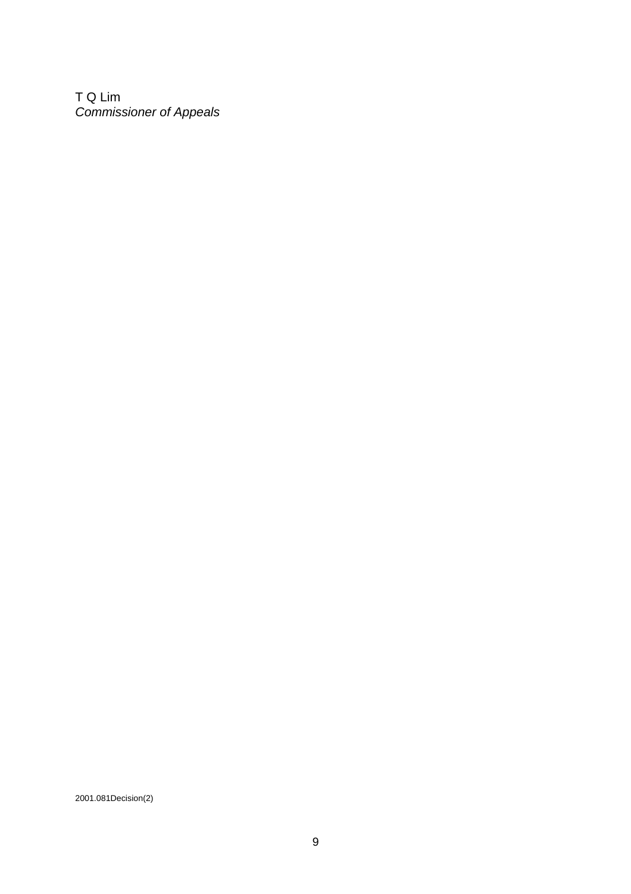T Q Lim
*Commissioner of Appeals*

2001.081Decision(2)